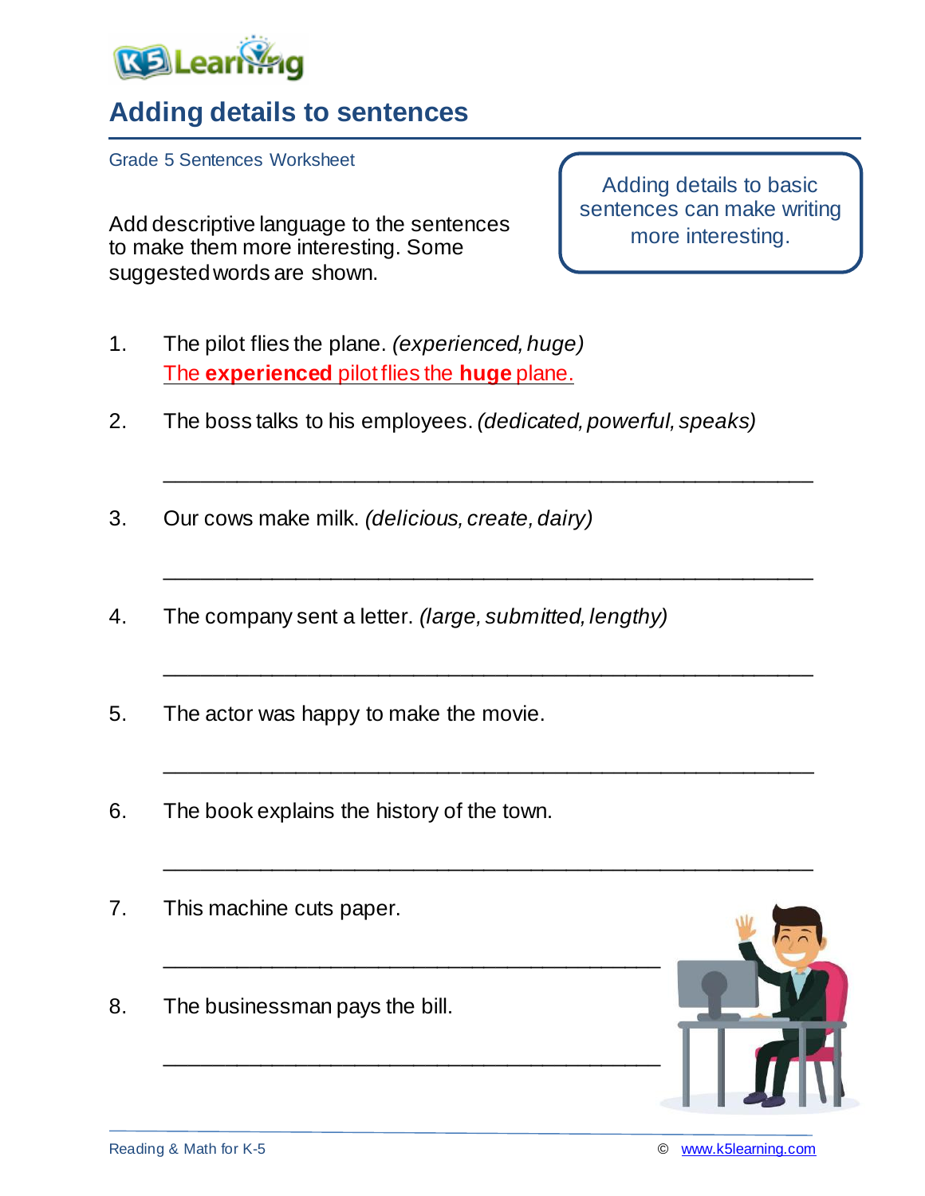# Adding details to sentences

Grade 5 Sentences Worksheet

Add descriptive language to the sentences to make them more interesting. Some suggested words are shown.

> Adding details to basic sentences can make writing more interesting.

1. The pilot flies the plane. *(experienced, huge)*
   The **experienced** pilot flies the **huge** plane.

2. The boss talks to his employees. *(dedicated, powerful, speaks)*

   ______________________________________________

3. Our cows make milk. *(delicious, create, dairy)*

   ______________________________________________

4. The company sent a letter. *(large, submitted, lengthy)*

   ______________________________________________

5. The actor was happy to make the movie.

   ______________________________________________

6. The book explains the history of the town.

   ______________________________________________

7. This machine cuts paper.

   ______________________________________

8. The businessman pays the bill.

   ______________________________________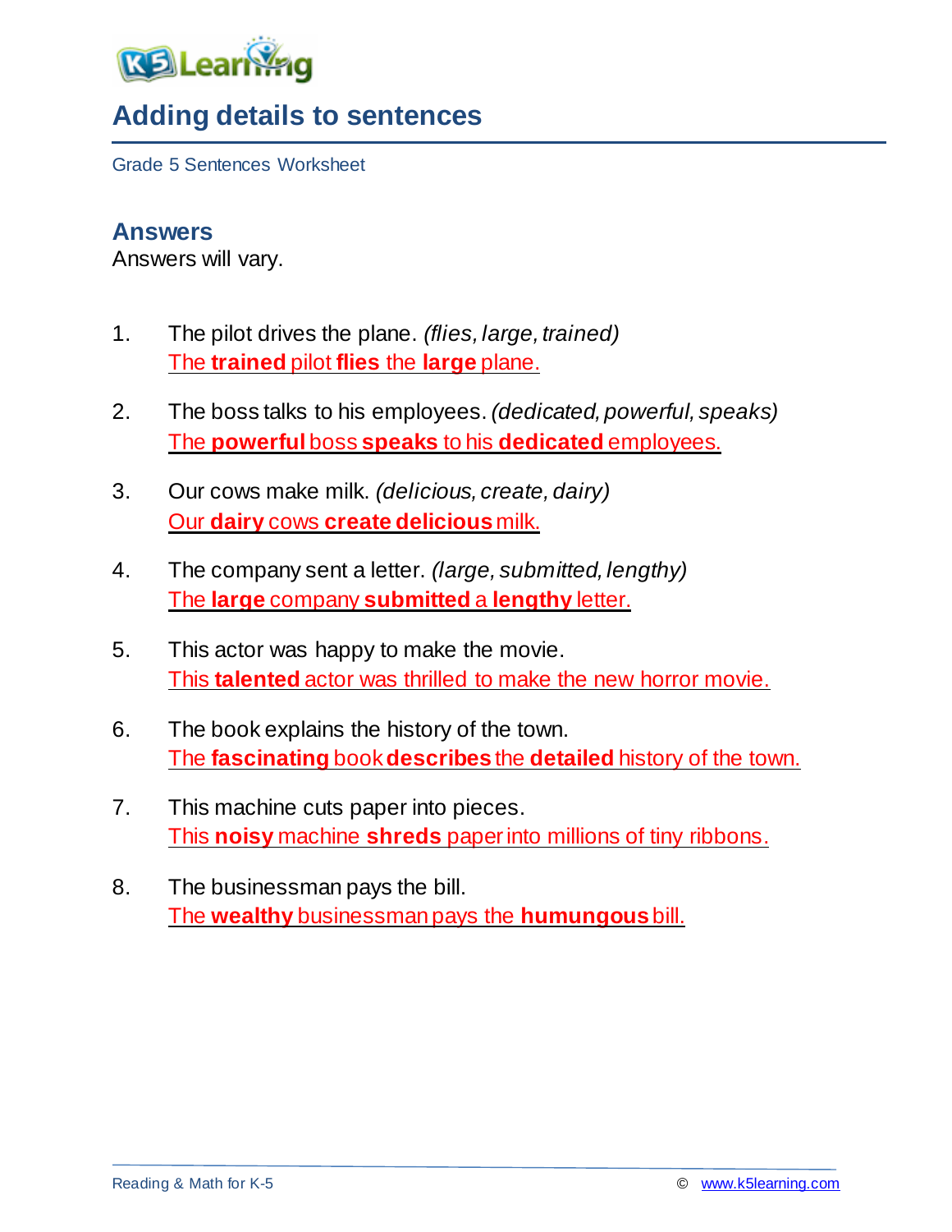# Adding details to sentences

Grade 5 Sentences Worksheet

## Answers

Answers will vary.

1. The pilot drives the plane. *(flies, large, trained)*
   The **trained** pilot **flies** the **large** plane.

2. The boss talks to his employees. *(dedicated, powerful, speaks)*
   The **powerful** boss **speaks** to his **dedicated** employees.

3. Our cows make milk. *(delicious, create, dairy)*
   Our **dairy** cows **create delicious** milk.

4. The company sent a letter. *(large, submitted, lengthy)*
   The **large** company **submitted** a **lengthy** letter.

5. This actor was happy to make the movie.
   This **talented** actor was thrilled to make the new horror movie.

6. The book explains the history of the town.
   The **fascinating** book **describes** the **detailed** history of the town.

7. This machine cuts paper into pieces.
   This **noisy** machine **shreds** paper into millions of tiny ribbons.

8. The businessman pays the bill.
   The **wealthy** businessman pays the **humungous** bill.